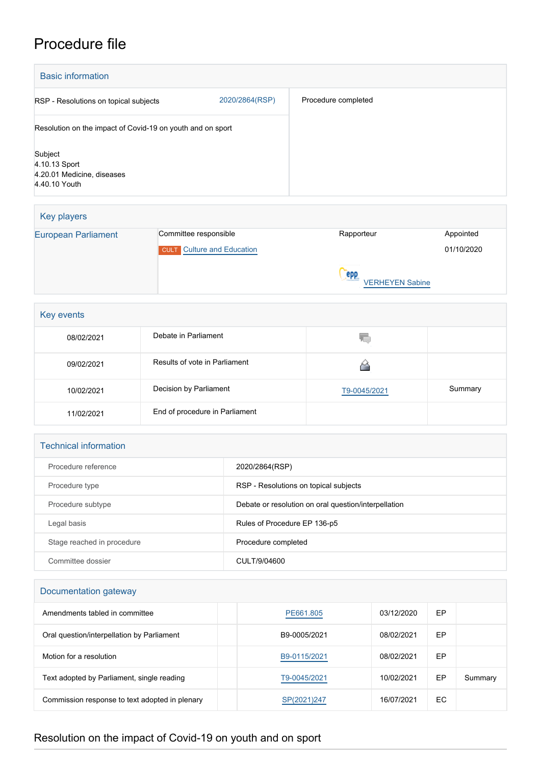# Procedure file

## Basic information

| | | |
|---|---|---|
| RSP - Resolutions on topical subjects | 2020/2864(RSP) | Procedure completed |
| Resolution on the impact of Covid-19 on youth and on sport | | |
| Subject<br>4.10.13 Sport<br>4.20.01 Medicine, diseases<br>4.40.10 Youth | | |

## Key players

| | | | |
|---|---|---|---|
| European Parliament | Committee responsible | Rapporteur | Appointed |
| | CULT Culture and Education | | 01/10/2020 |
| | | EPP VERHEYEN Sabine | |

## Key events

| | | | |
|---|---|---|---|
| 08/02/2021 | Debate in Parliament | | |
| 09/02/2021 | Results of vote in Parliament | | |
| 10/02/2021 | Decision by Parliament | T9-0045/2021 | Summary |
| 11/02/2021 | End of procedure in Parliament | | |

## Technical information

| | |
|---|---|
| Procedure reference | 2020/2864(RSP) |
| Procedure type | RSP - Resolutions on topical subjects |
| Procedure subtype | Debate or resolution on oral question/interpellation |
| Legal basis | Rules of Procedure EP 136-p5 |
| Stage reached in procedure | Procedure completed |
| Committee dossier | CULT/9/04600 |

## Documentation gateway

| | | | | | |
|---|---|---|---|---|---|
| Amendments tabled in committee | | PE661.805 | 03/12/2020 | EP | |
| Oral question/interpellation by Parliament | | B9-0005/2021 | 08/02/2021 | EP | |
| Motion for a resolution | | B9-0115/2021 | 08/02/2021 | EP | |
| Text adopted by Parliament, single reading | | T9-0045/2021 | 10/02/2021 | EP | Summary |
| Commission response to text adopted in plenary | | SP(2021)247 | 16/07/2021 | EC | |

## Resolution on the impact of Covid-19 on youth and on sport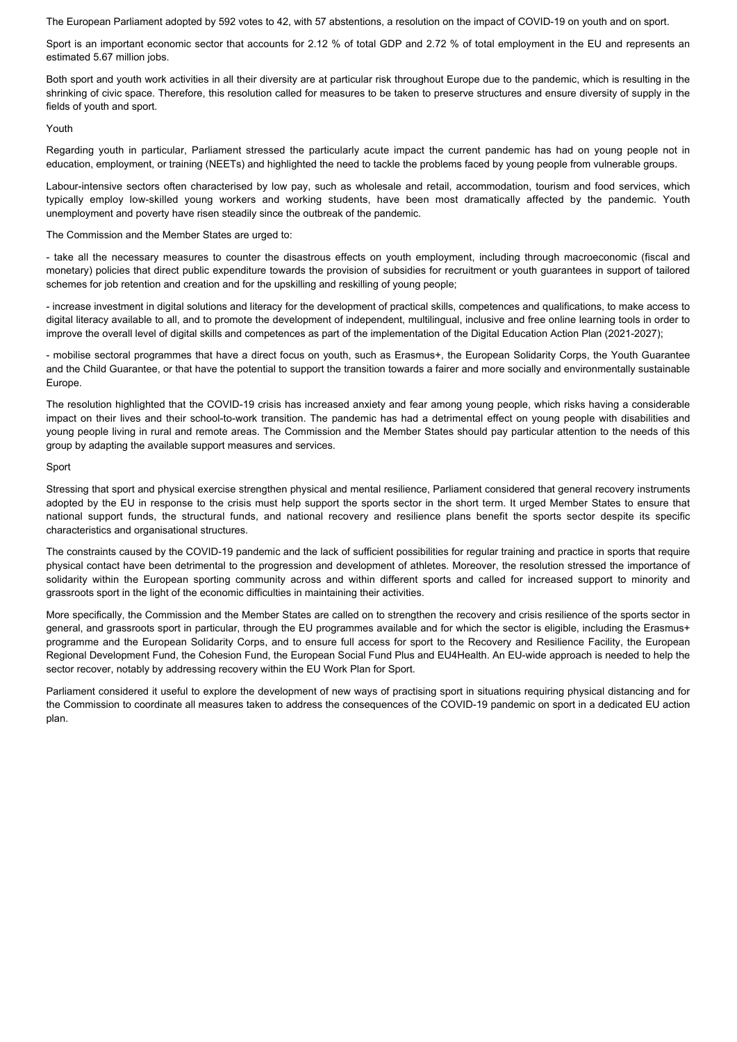The European Parliament adopted by 592 votes to 42, with 57 abstentions, a resolution on the impact of COVID-19 on youth and on sport.

Sport is an important economic sector that accounts for 2.12 % of total GDP and 2.72 % of total employment in the EU and represents an estimated 5.67 million jobs.

Both sport and youth work activities in all their diversity are at particular risk throughout Europe due to the pandemic, which is resulting in the shrinking of civic space. Therefore, this resolution called for measures to be taken to preserve structures and ensure diversity of supply in the fields of youth and sport.

Youth

Regarding youth in particular, Parliament stressed the particularly acute impact the current pandemic has had on young people not in education, employment, or training (NEETs) and highlighted the need to tackle the problems faced by young people from vulnerable groups.

Labour-intensive sectors often characterised by low pay, such as wholesale and retail, accommodation, tourism and food services, which typically employ low-skilled young workers and working students, have been most dramatically affected by the pandemic. Youth unemployment and poverty have risen steadily since the outbreak of the pandemic.

The Commission and the Member States are urged to:

- take all the necessary measures to counter the disastrous effects on youth employment, including through macroeconomic (fiscal and monetary) policies that direct public expenditure towards the provision of subsidies for recruitment or youth guarantees in support of tailored schemes for job retention and creation and for the upskilling and reskilling of young people;
- increase investment in digital solutions and literacy for the development of practical skills, competences and qualifications, to make access to digital literacy available to all, and to promote the development of independent, multilingual, inclusive and free online learning tools in order to improve the overall level of digital skills and competences as part of the implementation of the Digital Education Action Plan (2021-2027);
- mobilise sectoral programmes that have a direct focus on youth, such as Erasmus+, the European Solidarity Corps, the Youth Guarantee and the Child Guarantee, or that have the potential to support the transition towards a fairer and more socially and environmentally sustainable Europe.

The resolution highlighted that the COVID-19 crisis has increased anxiety and fear among young people, which risks having a considerable impact on their lives and their school-to-work transition. The pandemic has had a detrimental effect on young people with disabilities and young people living in rural and remote areas. The Commission and the Member States should pay particular attention to the needs of this group by adapting the available support measures and services.

Sport

Stressing that sport and physical exercise strengthen physical and mental resilience, Parliament considered that general recovery instruments adopted by the EU in response to the crisis must help support the sports sector in the short term. It urged Member States to ensure that national support funds, the structural funds, and national recovery and resilience plans benefit the sports sector despite its specific characteristics and organisational structures.

The constraints caused by the COVID-19 pandemic and the lack of sufficient possibilities for regular training and practice in sports that require physical contact have been detrimental to the progression and development of athletes. Moreover, the resolution stressed the importance of solidarity within the European sporting community across and within different sports and called for increased support to minority and grassroots sport in the light of the economic difficulties in maintaining their activities.

More specifically, the Commission and the Member States are called on to strengthen the recovery and crisis resilience of the sports sector in general, and grassroots sport in particular, through the EU programmes available and for which the sector is eligible, including the Erasmus+ programme and the European Solidarity Corps, and to ensure full access for sport to the Recovery and Resilience Facility, the European Regional Development Fund, the Cohesion Fund, the European Social Fund Plus and EU4Health. An EU-wide approach is needed to help the sector recover, notably by addressing recovery within the EU Work Plan for Sport.

Parliament considered it useful to explore the development of new ways of practising sport in situations requiring physical distancing and for the Commission to coordinate all measures taken to address the consequences of the COVID-19 pandemic on sport in a dedicated EU action plan.